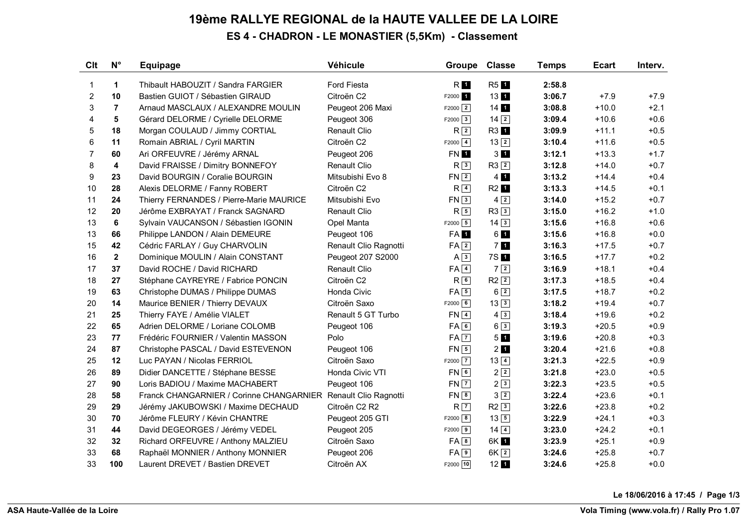# 19ème RALLYE REGIONAL de la HAUTE VALLEE DE LA LOIRE

## ES 4 - CHADRON - LE MONASTIER (5,5Km) - Classement

| Clt | N° | Equipage | Véhicule | Groupe | Classe | Temps | Ecart | Interv. |
|---|---|---|---|---|---|---|---|---|
| 1 | 1 | Thibault HABOUZIT / Sandra FARGIER | Ford Fiesta | R 1 | R5 1 | 2:58.8 | | |
| 2 | 10 | Bastien GUIOT / Sébastien GIRAUD | Citroën C2 | F2000 1 | 13 1 | 3:06.7 | +7.9 | +7.9 |
| 3 | 7 | Arnaud MASCLAUX / ALEXANDRE MOULIN | Peugeot 206 Maxi | F2000 2 | 14 1 | 3:08.8 | +10.0 | +2.1 |
| 4 | 5 | Gérard DELORME / Cyrielle DELORME | Peugeot 306 | F2000 3 | 14 2 | 3:09.4 | +10.6 | +0.6 |
| 5 | 18 | Morgan COULAUD / Jimmy CORTIAL | Renault Clio | R 2 | R3 1 | 3:09.9 | +11.1 | +0.5 |
| 6 | 11 | Romain ABRIAL / Cyril MARTIN | Citroën C2 | F2000 4 | 13 2 | 3:10.4 | +11.6 | +0.5 |
| 7 | 60 | Ari ORFEUVRE / Jérémy ARNAL | Peugeot 206 | FN 1 | 3 1 | 3:12.1 | +13.3 | +1.7 |
| 8 | 4 | David FRAISSE / Dimitry BONNEFOY | Renault Clio | R 3 | R3 2 | 3:12.8 | +14.0 | +0.7 |
| 9 | 23 | David BOURGIN / Coralie BOURGIN | Mitsubishi Evo 8 | FN 2 | 4 1 | 3:13.2 | +14.4 | +0.4 |
| 10 | 28 | Alexis DELORME / Fanny ROBERT | Citroën C2 | R 4 | R2 1 | 3:13.3 | +14.5 | +0.1 |
| 11 | 24 | Thierry FERNANDES / Pierre-Marie MAURICE | Mitsubishi Evo | FN 3 | 4 2 | 3:14.0 | +15.2 | +0.7 |
| 12 | 20 | Jérôme EXBRAYAT / Franck SAGNARD | Renault Clio | R 5 | R3 3 | 3:15.0 | +16.2 | +1.0 |
| 13 | 6 | Sylvain VAUCANSON / Sébastien IGONIN | Opel Manta | F2000 5 | 14 3 | 3:15.6 | +16.8 | +0.6 |
| 13 | 66 | Philippe LANDON / Alain DEMEURE | Peugeot 106 | FA 1 | 6 1 | 3:15.6 | +16.8 | +0.0 |
| 15 | 42 | Cédric FARLAY / Guy CHARVOLIN | Renault Clio Ragnotti | FA 2 | 7 1 | 3:16.3 | +17.5 | +0.7 |
| 16 | 2 | Dominique MOULIN / Alain CONSTANT | Peugeot 207 S2000 | A 3 | 7S 1 | 3:16.5 | +17.7 | +0.2 |
| 17 | 37 | David ROCHE / David RICHARD | Renault Clio | FA 4 | 7 2 | 3:16.9 | +18.1 | +0.4 |
| 18 | 27 | Stéphane CAYREYRE / Fabrice PONCIN | Citroën C2 | R 6 | R2 2 | 3:17.3 | +18.5 | +0.4 |
| 19 | 63 | Christophe DUMAS / Philippe DUMAS | Honda Civic | FA 5 | 6 2 | 3:17.5 | +18.7 | +0.2 |
| 20 | 14 | Maurice BENIER / Thierry DEVAUX | Citroën Saxo | F2000 6 | 13 3 | 3:18.2 | +19.4 | +0.7 |
| 21 | 25 | Thierry FAYE / Amélie VIALET | Renault 5 GT Turbo | FN 4 | 4 3 | 3:18.4 | +19.6 | +0.2 |
| 22 | 65 | Adrien DELORME / Loriane COLOMB | Peugeot 106 | FA 6 | 6 3 | 3:19.3 | +20.5 | +0.9 |
| 23 | 77 | Frédéric FOURNIER / Valentin MASSON | Polo | FA 7 | 5 1 | 3:19.6 | +20.8 | +0.3 |
| 24 | 87 | Christophe PASCAL / David ESTEVENON | Peugeot 106 | FN 5 | 2 1 | 3:20.4 | +21.6 | +0.8 |
| 25 | 12 | Luc PAYAN / Nicolas FERRIOL | Citroën Saxo | F2000 7 | 13 4 | 3:21.3 | +22.5 | +0.9 |
| 26 | 89 | Didier DANCETTE / Stéphane BESSE | Honda Civic VTI | FN 6 | 2 2 | 3:21.8 | +23.0 | +0.5 |
| 27 | 90 | Loris BADIOU / Maxime MACHABERT | Peugeot 106 | FN 7 | 2 3 | 3:22.3 | +23.5 | +0.5 |
| 28 | 58 | Franck CHANGARNIER / Corinne CHANGARNIER | Renault Clio Ragnotti | FN 8 | 3 2 | 3:22.4 | +23.6 | +0.1 |
| 29 | 29 | Jérémy JAKUBOWSKI / Maxime DECHAUD | Citroën C2 R2 | R 7 | R2 3 | 3:22.6 | +23.8 | +0.2 |
| 30 | 70 | Jérôme FLEURY / Kévin CHANTRE | Peugeot 205 GTI | F2000 8 | 13 5 | 3:22.9 | +24.1 | +0.3 |
| 31 | 44 | David DEGEORGES / Jérémy VEDEL | Peugeot 205 | F2000 9 | 14 4 | 3:23.0 | +24.2 | +0.1 |
| 32 | 32 | Richard ORFEUVRE / Anthony MALZIEU | Citroën Saxo | FA 8 | 6K 1 | 3:23.9 | +25.1 | +0.9 |
| 33 | 68 | Raphaël MONNIER / Anthony MONNIER | Peugeot 206 | FA 9 | 6K 2 | 3:24.6 | +25.8 | +0.7 |
| 33 | 100 | Laurent DREVET / Bastien DREVET | Citroën AX | F2000 10 | 12 1 | 3:24.6 | +25.8 | +0.0 |

Le 18/06/2016 à 17:45

ASA Haute-Vallée de la Loire

Vola Timing (www.vola.fr) / Rally Pro 1.07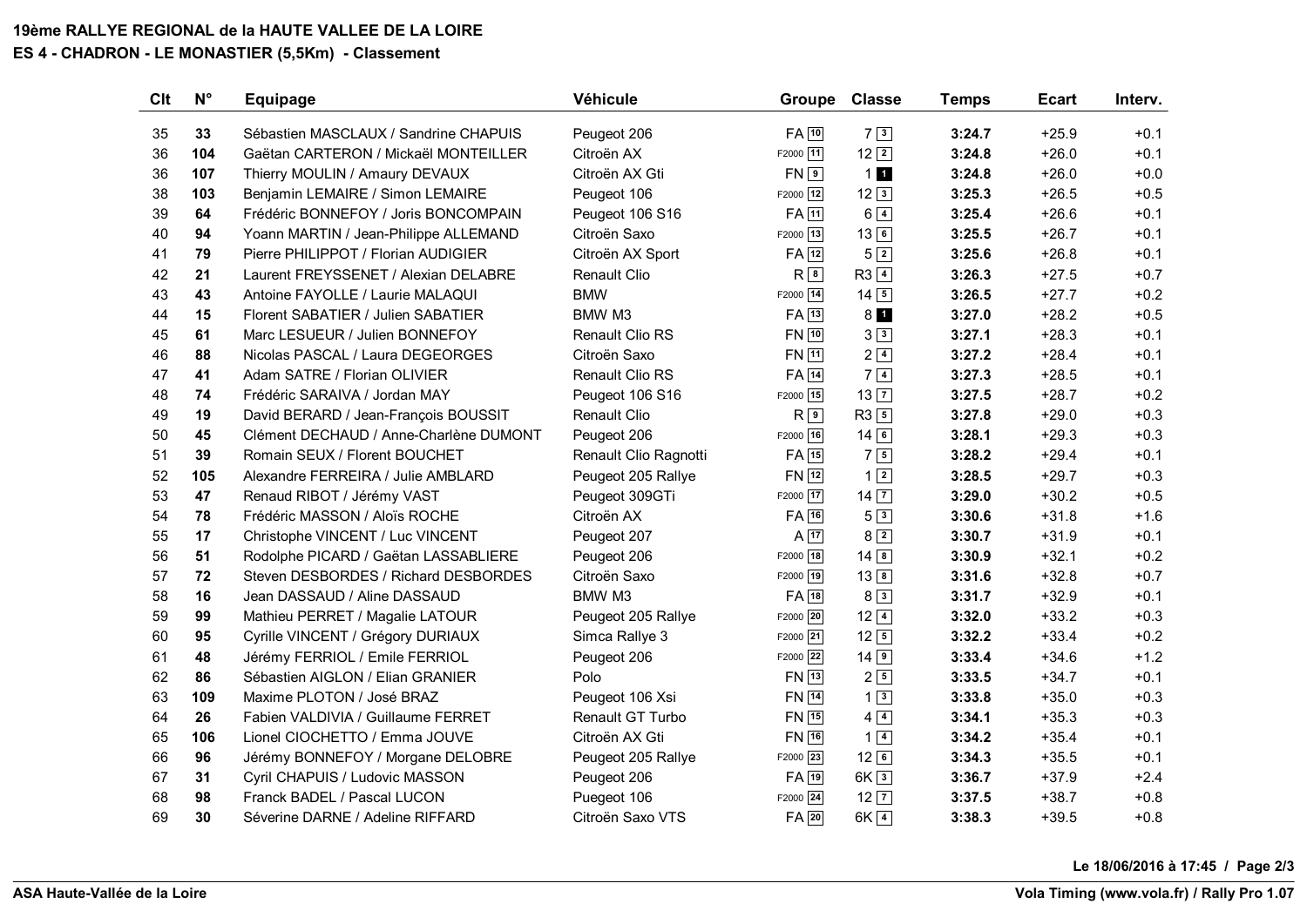**19ème RALLYE REGIONAL de la HAUTE VALLEE DE LA LOIRE**
**ES 4 - CHADRON - LE MONASTIER (5,5Km) - Classement**

| Clt | N° | Equipage | Véhicule | Groupe | Classe | Temps | Ecart | Interv. |
|---|---|---|---|---|---|---|---|---|
| 35 | **33** | Sébastien MASCLAUX / Sandrine CHAPUIS | Peugeot 206 | FA 10 | 7 3 | **3:24.7** | +25.9 | +0.1 |
| 36 | **104** | Gaëtan CARTERON / Mickaël MONTEILLER | Citroën AX | F2000 11 | 12 2 | **3:24.8** | +26.0 | +0.1 |
| 36 | **107** | Thierry MOULIN / Amaury DEVAUX | Citroën AX Gti | FN 9 | 1 1 | **3:24.8** | +26.0 | +0.0 |
| 38 | **103** | Benjamin LEMAIRE / Simon LEMAIRE | Peugeot 106 | F2000 12 | 12 3 | **3:25.3** | +26.5 | +0.5 |
| 39 | **64** | Frédéric BONNEFOY / Joris BONCOMPAIN | Peugeot 106 S16 | FA 11 | 6 4 | **3:25.4** | +26.6 | +0.1 |
| 40 | **94** | Yoann MARTIN / Jean-Philippe ALLEMAND | Citroën Saxo | F2000 13 | 13 6 | **3:25.5** | +26.7 | +0.1 |
| 41 | **79** | Pierre PHILIPPOT / Florian AUDIGIER | Citroën AX Sport | FA 12 | 5 2 | **3:25.6** | +26.8 | +0.1 |
| 42 | **21** | Laurent FREYSSENET / Alexian DELABRE | Renault Clio | R 8 | R3 4 | **3:26.3** | +27.5 | +0.7 |
| 43 | **43** | Antoine FAYOLLE / Laurie MALAQUI | BMW | F2000 14 | 14 5 | **3:26.5** | +27.7 | +0.2 |
| 44 | **15** | Florent SABATIER / Julien SABATIER | BMW M3 | FA 13 | 8 1 | **3:27.0** | +28.2 | +0.5 |
| 45 | **61** | Marc LESUEUR / Julien BONNEFOY | Renault Clio RS | FN 10 | 3 3 | **3:27.1** | +28.3 | +0.1 |
| 46 | **88** | Nicolas PASCAL / Laura DEGEORGES | Citroën Saxo | FN 11 | 2 4 | **3:27.2** | +28.4 | +0.1 |
| 47 | **41** | Adam SATRE / Florian OLIVIER | Renault Clio RS | FA 14 | 7 4 | **3:27.3** | +28.5 | +0.1 |
| 48 | **74** | Frédéric SARAIVA / Jordan MAY | Peugeot 106 S16 | F2000 15 | 13 7 | **3:27.5** | +28.7 | +0.2 |
| 49 | **19** | David BERARD / Jean-François BOUSSIT | Renault Clio | R 9 | R3 5 | **3:27.8** | +29.0 | +0.3 |
| 50 | **45** | Clément DECHAUD / Anne-Charlène DUMONT | Peugeot 206 | F2000 16 | 14 6 | **3:28.1** | +29.3 | +0.3 |
| 51 | **39** | Romain SEUX / Florent BOUCHET | Renault Clio Ragnotti | FA 15 | 7 5 | **3:28.2** | +29.4 | +0.1 |
| 52 | **105** | Alexandre FERREIRA / Julie AMBLARD | Peugeot 205 Rallye | FN 12 | 1 2 | **3:28.5** | +29.7 | +0.3 |
| 53 | **47** | Renaud RIBOT / Jérémy VAST | Peugeot 309GTi | F2000 17 | 14 7 | **3:29.0** | +30.2 | +0.5 |
| 54 | **78** | Frédéric MASSON / Aloïs ROCHE | Citroën AX | FA 16 | 5 3 | **3:30.6** | +31.8 | +1.6 |
| 55 | **17** | Christophe VINCENT / Luc VINCENT | Peugeot 207 | A 17 | 8 2 | **3:30.7** | +31.9 | +0.1 |
| 56 | **51** | Rodolphe PICARD / Gaëtan LASSABLIERE | Peugeot 206 | F2000 18 | 14 8 | **3:30.9** | +32.1 | +0.2 |
| 57 | **72** | Steven DESBORDES / Richard DESBORDES | Citroën Saxo | F2000 19 | 13 8 | **3:31.6** | +32.8 | +0.7 |
| 58 | **16** | Jean DASSAUD / Aline DASSAUD | BMW M3 | FA 18 | 8 3 | **3:31.7** | +32.9 | +0.1 |
| 59 | **99** | Mathieu PERRET / Magalie LATOUR | Peugeot 205 Rallye | F2000 20 | 12 4 | **3:32.0** | +33.2 | +0.3 |
| 60 | **95** | Cyrille VINCENT / Grégory DURIAUX | Simca Rallye 3 | F2000 21 | 12 5 | **3:32.2** | +33.4 | +0.2 |
| 61 | **48** | Jérémy FERRIOL / Emile FERRIOL | Peugeot 206 | F2000 22 | 14 9 | **3:33.4** | +34.6 | +1.2 |
| 62 | **86** | Sébastien AIGLON / Elian GRANIER | Polo | FN 13 | 2 5 | **3:33.5** | +34.7 | +0.1 |
| 63 | **109** | Maxime PLOTON / José BRAZ | Peugeot 106 Xsi | FN 14 | 1 3 | **3:33.8** | +35.0 | +0.3 |
| 64 | **26** | Fabien VALDIVIA / Guillaume FERRET | Renault GT Turbo | FN 15 | 4 4 | **3:34.1** | +35.3 | +0.3 |
| 65 | **106** | Lionel CIOCHETTO / Emma JOUVE | Citroën AX Gti | FN 16 | 1 4 | **3:34.2** | +35.4 | +0.1 |
| 66 | **96** | Jérémy BONNEFOY / Morgane DELOBRE | Peugeot 205 Rallye | F2000 23 | 12 6 | **3:34.3** | +35.5 | +0.1 |
| 67 | **31** | Cyril CHAPUIS / Ludovic MASSON | Peugeot 206 | FA 19 | 6K 3 | **3:36.7** | +37.9 | +2.4 |
| 68 | **98** | Franck BADEL / Pascal LUCON | Puegeot 106 | F2000 24 | 12 7 | **3:37.5** | +38.7 | +0.8 |
| 69 | **30** | Séverine DARNE / Adeline RIFFARD | Citroën Saxo VTS | FA 20 | 6K 4 | **3:38.3** | +39.5 | +0.8 |

**Le 18/06/2016 à 17:45**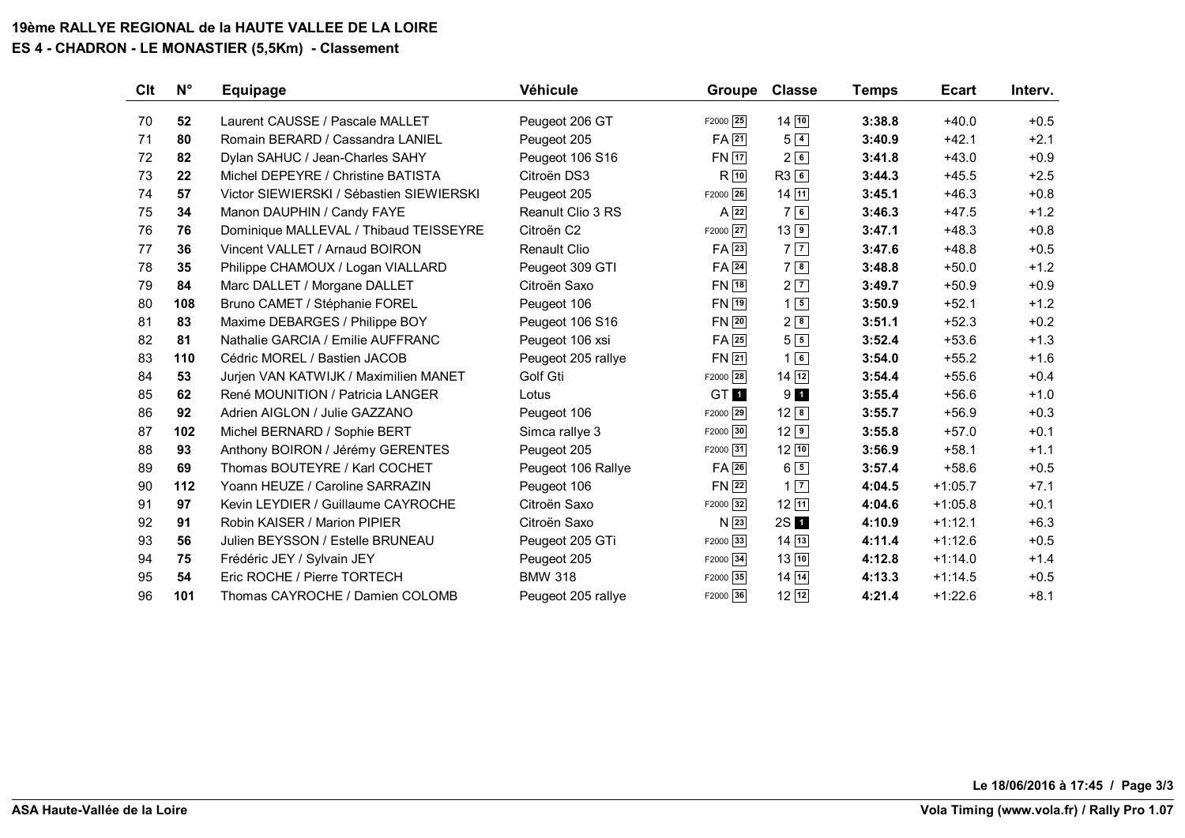# 19ème RALLYE REGIONAL de la HAUTE VALLEE DE LA LOIRE

## ES 4 - CHADRON - LE MONASTIER (5,5Km) - Classement

| Clt | N° | Equipage | Véhicule | Groupe | Classe | Temps | Ecart | Interv. |
|---|---|---|---|---|---|---|---|---|
| 70 | 52 | Laurent CAUSSE / Pascale MALLET | Peugeot 206 GT | F2000 25 | 14 10 | 3:38.8 | +40.0 | +0.5 |
| 71 | 80 | Romain BERARD / Cassandra LANIEL | Peugeot 205 | FA 21 | 5 4 | 3:40.9 | +42.1 | +2.1 |
| 72 | 82 | Dylan SAHUC / Jean-Charles SAHY | Peugeot 106 S16 | FN 17 | 2 6 | 3:41.8 | +43.0 | +0.9 |
| 73 | 22 | Michel DEPEYRE / Christine BATISTA | Citroën DS3 | R 10 | R3 6 | 3:44.3 | +45.5 | +2.5 |
| 74 | 57 | Victor SIEWIERSKI / Sébastien SIEWIERSKI | Peugeot 205 | F2000 26 | 14 11 | 3:45.1 | +46.3 | +0.8 |
| 75 | 34 | Manon DAUPHIN / Candy FAYE | Reanult Clio 3 RS | A 22 | 7 6 | 3:46.3 | +47.5 | +1.2 |
| 76 | 76 | Dominique MALLEVAL / Thibaud TEISSEYRE | Citroën C2 | F2000 27 | 13 9 | 3:47.1 | +48.3 | +0.8 |
| 77 | 36 | Vincent VALLET / Arnaud BOIRON | Renault Clio | FA 23 | 7 7 | 3:47.6 | +48.8 | +0.5 |
| 78 | 35 | Philippe CHAMOUX / Logan VIALLARD | Peugeot 309 GTI | FA 24 | 7 8 | 3:48.8 | +50.0 | +1.2 |
| 79 | 84 | Marc DALLET / Morgane DALLET | Citroën Saxo | FN 18 | 2 7 | 3:49.7 | +50.9 | +0.9 |
| 80 | 108 | Bruno CAMET / Stéphanie FOREL | Peugeot 106 | FN 19 | 1 5 | 3:50.9 | +52.1 | +1.2 |
| 81 | 83 | Maxime DEBARGES / Philippe BOY | Peugeot 106 S16 | FN 20 | 2 8 | 3:51.1 | +52.3 | +0.2 |
| 82 | 81 | Nathalie GARCIA / Emilie AUFFRANC | Peugeot 106 xsi | FA 25 | 5 5 | 3:52.4 | +53.6 | +1.3 |
| 83 | 110 | Cédric MOREL / Bastien JACOB | Peugeot 205 rallye | FN 21 | 1 6 | 3:54.0 | +55.2 | +1.6 |
| 84 | 53 | Jurjen VAN KATWIJK / Maximilien MANET | Golf Gti | F2000 28 | 14 12 | 3:54.4 | +55.6 | +0.4 |
| 85 | 62 | René MOUNITION / Patricia LANGER | Lotus | GT 1 | 9 1 | 3:55.4 | +56.6 | +1.0 |
| 86 | 92 | Adrien AIGLON / Julie GAZZANO | Peugeot 106 | F2000 29 | 12 8 | 3:55.7 | +56.9 | +0.3 |
| 87 | 102 | Michel BERNARD / Sophie BERT | Simca rallye 3 | F2000 30 | 12 9 | 3:55.8 | +57.0 | +0.1 |
| 88 | 93 | Anthony BOIRON / Jérémy GERENTES | Peugeot 205 | F2000 31 | 12 10 | 3:56.9 | +58.1 | +1.1 |
| 89 | 69 | Thomas BOUTEYRE / Karl COCHET | Peugeot 106 Rallye | FA 26 | 6 5 | 3:57.4 | +58.6 | +0.5 |
| 90 | 112 | Yoann HEUZE / Caroline SARRAZIN | Peugeot 106 | FN 22 | 1 7 | 4:04.5 | +1:05.7 | +7.1 |
| 91 | 97 | Kevin LEYDIER / Guillaume CAYROCHE | Citroën Saxo | F2000 32 | 12 11 | 4:04.6 | +1:05.8 | +0.1 |
| 92 | 91 | Robin KAISER / Marion PIPIER | Citroën Saxo | N 23 | 2S 1 | 4:10.9 | +1:12.1 | +6.3 |
| 93 | 56 | Julien BEYSSON / Estelle BRUNEAU | Peugeot 205 GTi | F2000 33 | 14 13 | 4:11.4 | +1:12.6 | +0.5 |
| 94 | 75 | Frédéric JEY / Sylvain JEY | Peugeot 205 | F2000 34 | 13 10 | 4:12.8 | +1:14.0 | +1.4 |
| 95 | 54 | Eric ROCHE / Pierre TORTECH | BMW 318 | F2000 35 | 14 14 | 4:13.3 | +1:14.5 | +0.5 |
| 96 | 101 | Thomas CAYROCHE / Damien COLOMB | Peugeot 205 rallye | F2000 36 | 12 12 | 4:21.4 | +1:22.6 | +8.1 |

Le 18/06/2016 à 17:45

ASA Haute-Vallée de la Loire

Vola Timing (www.vola.fr) / Rally Pro 1.07